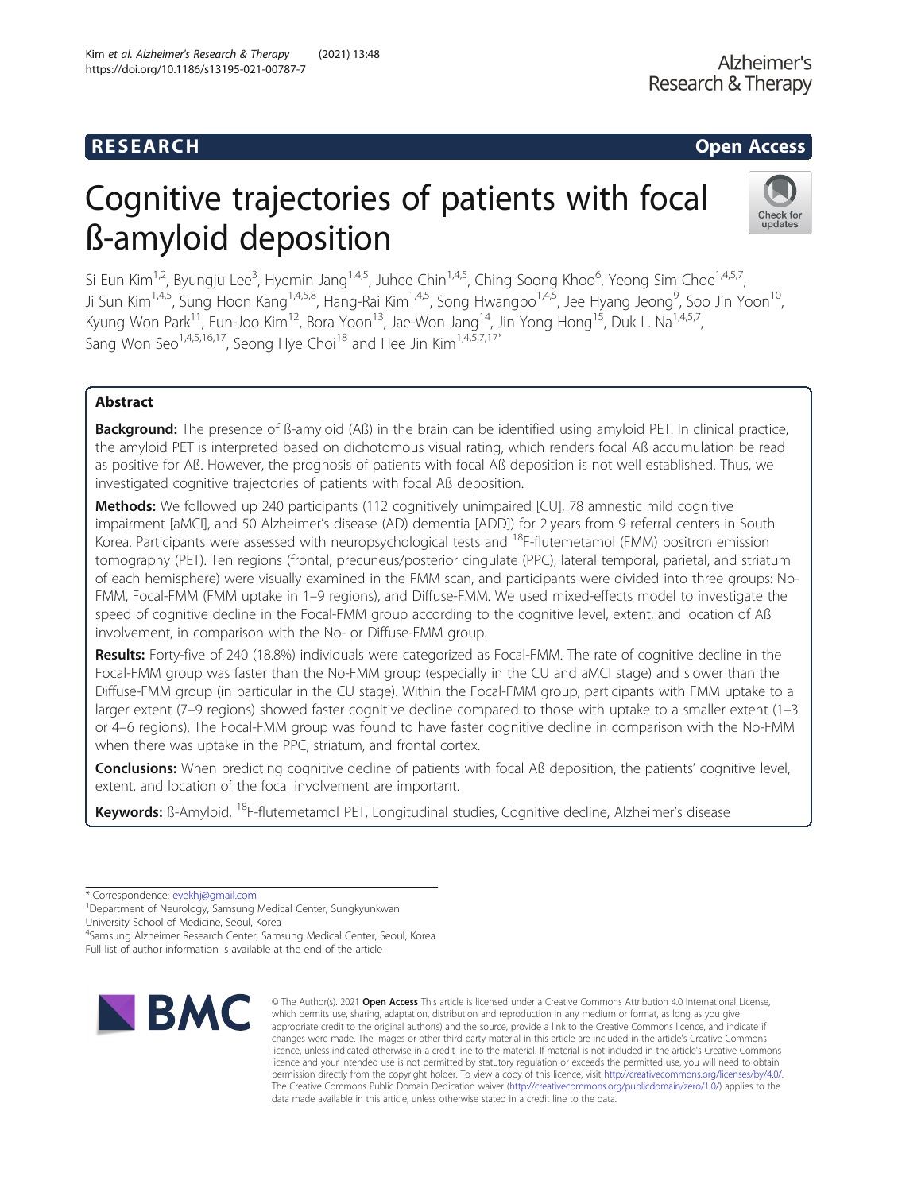RESEARCH | Open Access

# Cognitive trajectories of patients with focal ß-amyloid deposition

Si Eun Kim[1,2], Byungju Lee[3], Hyemin Jang[1,4,5], Juhee Chin[1,4,5], Ching Soong Khoo[6], Yeong Sim Choe[1,4,5,7], Ji Sun Kim[1,4,5], Sung Hoon Kang[1,4,5,8], Hang-Rai Kim[1,4,5], Song Hwangbo[1,4,5], Jee Hyang Jeong[9], Soo Jin Yoon[10], Kyung Won Park[11], Eun-Joo Kim[12], Bora Yoon[13], Jae-Won Jang[14], Jin Yong Hong[15], Duk L. Na[1,4,5,7], Sang Won Seo[1,4,5,16,17], Seong Hye Choi[18] and Hee Jin Kim[1,4,5,7,17*]

## Abstract

**Background:** The presence of ß-amyloid (Aß) in the brain can be identified using amyloid PET. In clinical practice, the amyloid PET is interpreted based on dichotomous visual rating, which renders focal Aß accumulation be read as positive for Aß. However, the prognosis of patients with focal Aß deposition is not well established. Thus, we investigated cognitive trajectories of patients with focal Aß deposition.

**Methods:** We followed up 240 participants (112 cognitively unimpaired [CU], 78 amnestic mild cognitive impairment [aMCI], and 50 Alzheimer's disease (AD) dementia [ADD]) for 2 years from 9 referral centers in South Korea. Participants were assessed with neuropsychological tests and $^{18}$F-flutemetamol (FMM) positron emission tomography (PET). Ten regions (frontal, precuneus/posterior cingulate (PPC), lateral temporal, parietal, and striatum of each hemisphere) were visually examined in the FMM scan, and participants were divided into three groups: No-FMM, Focal-FMM (FMM uptake in 1–9 regions), and Diffuse-FMM. We used mixed-effects model to investigate the speed of cognitive decline in the Focal-FMM group according to the cognitive level, extent, and location of Aß involvement, in comparison with the No- or Diffuse-FMM group.

**Results:** Forty-five of 240 (18.8%) individuals were categorized as Focal-FMM. The rate of cognitive decline in the Focal-FMM group was faster than the No-FMM group (especially in the CU and aMCI stage) and slower than the Diffuse-FMM group (in particular in the CU stage). Within the Focal-FMM group, participants with FMM uptake to a larger extent (7–9 regions) showed faster cognitive decline compared to those with uptake to a smaller extent (1–3 or 4–6 regions). The Focal-FMM group was found to have faster cognitive decline in comparison with the No-FMM when there was uptake in the PPC, striatum, and frontal cortex.

**Conclusions:** When predicting cognitive decline of patients with focal Aß deposition, the patients' cognitive level, extent, and location of the focal involvement are important.

**Keywords:** ß-Amyloid, $^{18}$F-flutemetamol PET, Longitudinal studies, Cognitive decline, Alzheimer's disease

---

\* Correspondence: evekhj@gmail.com
[1]Department of Neurology, Samsung Medical Center, Sungkyunkwan University School of Medicine, Seoul, Korea
[4]Samsung Alzheimer Research Center, Samsung Medical Center, Seoul, Korea
Full list of author information is available at the end of the article

© The Author(s). 2021 **Open Access** This article is licensed under a Creative Commons Attribution 4.0 International License, which permits use, sharing, adaptation, distribution and reproduction in any medium or format, as long as you give appropriate credit to the original author(s) and the source, provide a link to the Creative Commons licence, and indicate if changes were made. The images or other third party material in this article are included in the article's Creative Commons licence, unless indicated otherwise in a credit line to the material. If material is not included in the article's Creative Commons licence and your intended use is not permitted by statutory regulation or exceeds the permitted use, you will need to obtain permission directly from the copyright holder. To view a copy of this licence, visit http://creativecommons.org/licenses/by/4.0/. The Creative Commons Public Domain Dedication waiver (http://creativecommons.org/publicdomain/zero/1.0/) applies to the data made available in this article, unless otherwise stated in a credit line to the data.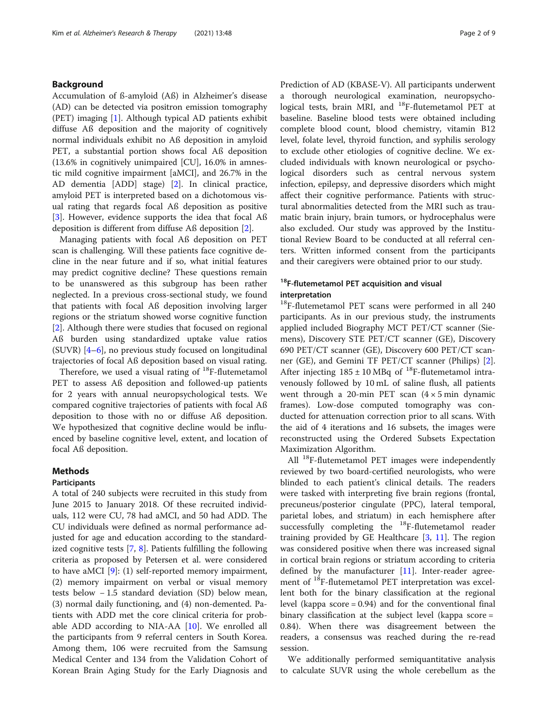## Background

Accumulation of ß-amyloid (Aß) in Alzheimer's disease (AD) can be detected via positron emission tomography (PET) imaging [1]. Although typical AD patients exhibit diffuse Aß deposition and the majority of cognitively normal individuals exhibit no Aß deposition in amyloid PET, a substantial portion shows focal Aß deposition (13.6% in cognitively unimpaired [CU], 16.0% in amnestic mild cognitive impairment [aMCI], and 26.7% in the AD dementia [ADD] stage) [2]. In clinical practice, amyloid PET is interpreted based on a dichotomous visual rating that regards focal Aß deposition as positive [3]. However, evidence supports the idea that focal Aß deposition is different from diffuse Aß deposition [2].

Managing patients with focal Aß deposition on PET scan is challenging. Will these patients face cognitive decline in the near future and if so, what initial features may predict cognitive decline? These questions remain to be unanswered as this subgroup has been rather neglected. In a previous cross-sectional study, we found that patients with focal Aß deposition involving larger regions or the striatum showed worse cognitive function [2]. Although there were studies that focused on regional Aß burden using standardized uptake value ratios (SUVR) [4–6], no previous study focused on longitudinal trajectories of focal Aß deposition based on visual rating.

Therefore, we used a visual rating of $^{18}$F-flutemetamol PET to assess Aß deposition and followed-up patients for 2 years with annual neuropsychological tests. We compared cognitive trajectories of patients with focal Aß deposition to those with no or diffuse Aß deposition. We hypothesized that cognitive decline would be influenced by baseline cognitive level, extent, and location of focal Aß deposition.

## Methods

### Participants

A total of 240 subjects were recruited in this study from June 2015 to January 2018. Of these recruited individuals, 112 were CU, 78 had aMCI, and 50 had ADD. The CU individuals were defined as normal performance adjusted for age and education according to the standardized cognitive tests [7, 8]. Patients fulfilling the following criteria as proposed by Petersen et al. were considered to have aMCI [9]: (1) self-reported memory impairment, (2) memory impairment on verbal or visual memory tests below − 1.5 standard deviation (SD) below mean, (3) normal daily functioning, and (4) non-demented. Patients with ADD met the core clinical criteria for probable ADD according to NIA-AA [10]. We enrolled all the participants from 9 referral centers in South Korea. Among them, 106 were recruited from the Samsung Medical Center and 134 from the Validation Cohort of Korean Brain Aging Study for the Early Diagnosis and Prediction of AD (KBASE-V). All participants underwent a thorough neurological examination, neuropsychological tests, brain MRI, and $^{18}$F-flutemetamol PET at baseline. Baseline blood tests were obtained including complete blood count, blood chemistry, vitamin B12 level, folate level, thyroid function, and syphilis serology to exclude other etiologies of cognitive decline. We excluded individuals with known neurological or psychological disorders such as central nervous system infection, epilepsy, and depressive disorders which might affect their cognitive performance. Patients with structural abnormalities detected from the MRI such as traumatic brain injury, brain tumors, or hydrocephalus were also excluded. Our study was approved by the Institutional Review Board to be conducted at all referral centers. Written informed consent from the participants and their caregivers were obtained prior to our study.

### $^{18}$F-flutemetamol PET acquisition and visual interpretation

$^{18}$F-flutemetamol PET scans were performed in all 240 participants. As in our previous study, the instruments applied included Biography MCT PET/CT scanner (Siemens), Discovery STE PET/CT scanner (GE), Discovery 690 PET/CT scanner (GE), Discovery 600 PET/CT scanner (GE), and Gemini TF PET/CT scanner (Philips) [2]. After injecting 185 ± 10 MBq of $^{18}$F-flutemetamol intravenously followed by 10 mL of saline flush, all patients went through a 20-min PET scan (4 × 5 min dynamic frames). Low-dose computed tomography was conducted for attenuation correction prior to all scans. With the aid of 4 iterations and 16 subsets, the images were reconstructed using the Ordered Subsets Expectation Maximization Algorithm.

All $^{18}$F-flutemetamol PET images were independently reviewed by two board-certified neurologists, who were blinded to each patient's clinical details. The readers were tasked with interpreting five brain regions (frontal, precuneus/posterior cingulate (PPC), lateral temporal, parietal lobes, and striatum) in each hemisphere after successfully completing the $^{18}$F-flutemetamol reader training provided by GE Healthcare [3, 11]. The region was considered positive when there was increased signal in cortical brain regions or striatum according to criteria defined by the manufacturer [11]. Inter-reader agreement of $^{18}$F-flutemetamol PET interpretation was excellent both for the binary classification at the regional level (kappa score = 0.94) and for the conventional final binary classification at the subject level (kappa score = 0.84). When there was disagreement between the readers, a consensus was reached during the re-read session.

We additionally performed semiquantitative analysis to calculate SUVR using the whole cerebellum as the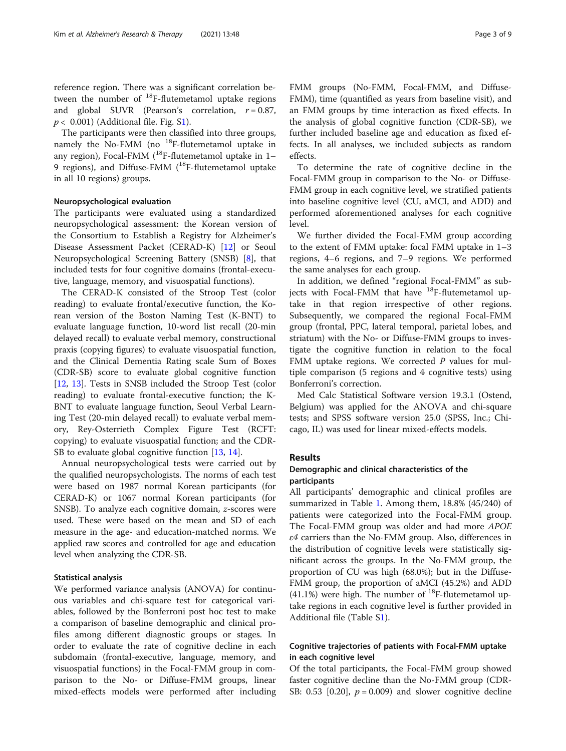reference region. There was a significant correlation between the number of $^{18}$F-flutemetamol uptake regions and global SUVR (Pearson's correlation, $r = 0.87$, $p < 0.001$) (Additional file. Fig. S1).

The participants were then classified into three groups, namely the No-FMM (no $^{18}$F-flutemetamol uptake in any region), Focal-FMM ($^{18}$F-flutemetamol uptake in 1–9 regions), and Diffuse-FMM ($^{18}$F-flutemetamol uptake in all 10 regions) groups.

### Neuropsychological evaluation

The participants were evaluated using a standardized neuropsychological assessment: the Korean version of the Consortium to Establish a Registry for Alzheimer's Disease Assessment Packet (CERAD-K) [12] or Seoul Neuropsychological Screening Battery (SNSB) [8], that included tests for four cognitive domains (frontal-executive, language, memory, and visuospatial functions).

The CERAD-K consisted of the Stroop Test (color reading) to evaluate frontal/executive function, the Korean version of the Boston Naming Test (K-BNT) to evaluate language function, 10-word list recall (20-min delayed recall) to evaluate verbal memory, constructional praxis (copying figures) to evaluate visuospatial function, and the Clinical Dementia Rating scale Sum of Boxes (CDR-SB) score to evaluate global cognitive function [12, 13]. Tests in SNSB included the Stroop Test (color reading) to evaluate frontal-executive function; the K-BNT to evaluate language function, Seoul Verbal Learning Test (20-min delayed recall) to evaluate verbal memory, Rey-Osterrieth Complex Figure Test (RCFT: copying) to evaluate visuospatial function; and the CDR-SB to evaluate global cognitive function [13, 14].

Annual neuropsychological tests were carried out by the qualified neuropsychologists. The norms of each test were based on 1987 normal Korean participants (for CERAD-K) or 1067 normal Korean participants (for SNSB). To analyze each cognitive domain, *z*-scores were used. These were based on the mean and SD of each measure in the age- and education-matched norms. We applied raw scores and controlled for age and education level when analyzing the CDR-SB.

### Statistical analysis

We performed variance analysis (ANOVA) for continuous variables and chi-square test for categorical variables, followed by the Bonferroni post hoc test to make a comparison of baseline demographic and clinical profiles among different diagnostic groups or stages. In order to evaluate the rate of cognitive decline in each subdomain (frontal-executive, language, memory, and visuospatial functions) in the Focal-FMM group in comparison to the No- or Diffuse-FMM groups, linear mixed-effects models were performed after including FMM groups (No-FMM, Focal-FMM, and Diffuse-FMM), time (quantified as years from baseline visit), and an FMM groups by time interaction as fixed effects. In the analysis of global cognitive function (CDR-SB), we further included baseline age and education as fixed effects. In all analyses, we included subjects as random effects.

To determine the rate of cognitive decline in the Focal-FMM group in comparison to the No- or Diffuse-FMM group in each cognitive level, we stratified patients into baseline cognitive level (CU, aMCI, and ADD) and performed aforementioned analyses for each cognitive level.

We further divided the Focal-FMM group according to the extent of FMM uptake: focal FMM uptake in 1–3 regions, 4–6 regions, and 7–9 regions. We performed the same analyses for each group.

In addition, we defined "regional Focal-FMM" as subjects with Focal-FMM that have $^{18}$F-flutemetamol uptake in that region irrespective of other regions. Subsequently, we compared the regional Focal-FMM group (frontal, PPC, lateral temporal, parietal lobes, and striatum) with the No- or Diffuse-FMM groups to investigate the cognitive function in relation to the focal FMM uptake regions. We corrected *P* values for multiple comparison (5 regions and 4 cognitive tests) using Bonferroni's correction.

Med Calc Statistical Software version 19.3.1 (Ostend, Belgium) was applied for the ANOVA and chi-square tests; and SPSS software version 25.0 (SPSS, Inc.; Chicago, IL) was used for linear mixed-effects models.

## Results

### Demographic and clinical characteristics of the participants

All participants' demographic and clinical profiles are summarized in Table 1. Among them, 18.8% (45/240) of patients were categorized into the Focal-FMM group. The Focal-FMM group was older and had more *APOE ε4* carriers than the No-FMM group. Also, differences in the distribution of cognitive levels were statistically significant across the groups. In the No-FMM group, the proportion of CU was high (68.0%); but in the Diffuse-FMM group, the proportion of aMCI (45.2%) and ADD (41.1%) were high. The number of $^{18}$F-flutemetamol uptake regions in each cognitive level is further provided in Additional file (Table S1).

### Cognitive trajectories of patients with Focal-FMM uptake in each cognitive level

Of the total participants, the Focal-FMM group showed faster cognitive decline than the No-FMM group (CDR-SB: 0.53 [0.20], $p = 0.009$) and slower cognitive decline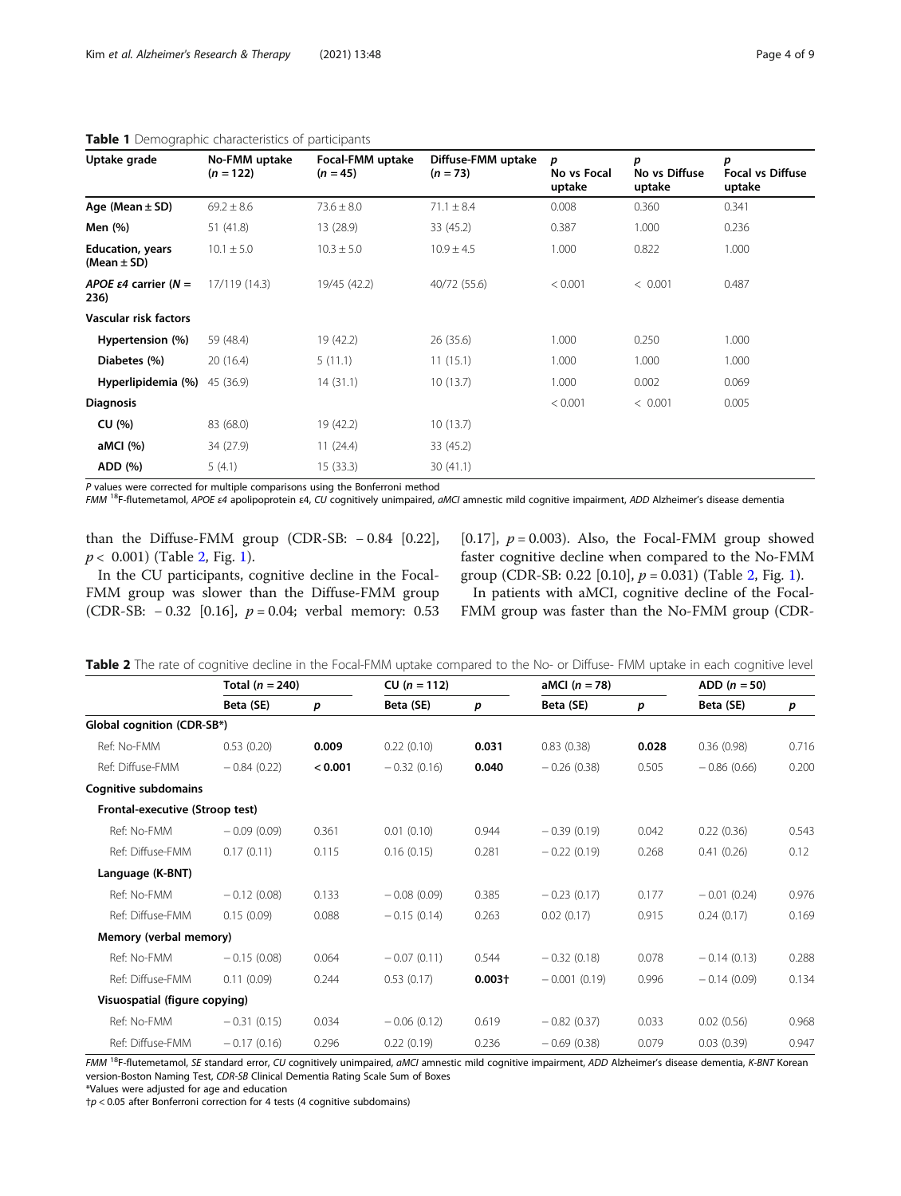**Table 1** Demographic characteristics of participants

| Uptake grade | No-FMM uptake ($n = 122$) | Focal-FMM uptake ($n = 45$) | Diffuse-FMM uptake ($n = 73$) | $p$ No vs Focal uptake | $p$ No vs Diffuse uptake | $p$ Focal vs Diffuse uptake |
|---|---|---|---|---|---|---|
| **Age (Mean ± SD)** | 69.2 ± 8.6 | 73.6 ± 8.0 | 71.1 ± 8.4 | 0.008 | 0.360 | 0.341 |
| **Men (%)** | 51 (41.8) | 13 (28.9) | 33 (45.2) | 0.387 | 1.000 | 0.236 |
| **Education, years (Mean ± SD)** | 10.1 ± 5.0 | 10.3 ± 5.0 | 10.9 ± 4.5 | 1.000 | 0.822 | 1.000 |
| ***APOE ε4* carrier ($N = 236$)** | 17/119 (14.3) | 19/45 (42.2) | 40/72 (55.6) | < 0.001 | < 0.001 | 0.487 |
| **Vascular risk factors** | | | | | | |
| Hypertension (%) | 59 (48.4) | 19 (42.2) | 26 (35.6) | 1.000 | 0.250 | 1.000 |
| Diabetes (%) | 20 (16.4) | 5 (11.1) | 11 (15.1) | 1.000 | 1.000 | 1.000 |
| Hyperlipidemia (%) | 45 (36.9) | 14 (31.1) | 10 (13.7) | 1.000 | 0.002 | 0.069 |
| **Diagnosis** | | | | < 0.001 | < 0.001 | 0.005 |
| CU (%) | 83 (68.0) | 19 (42.2) | 10 (13.7) | | | |
| aMCI (%) | 34 (27.9) | 11 (24.4) | 33 (45.2) | | | |
| ADD (%) | 5 (4.1) | 15 (33.3) | 30 (41.1) | | | |

*P* values were corrected for multiple comparisons using the Bonferroni method

*FMM* [18]F-flutemetamol, *APOE ε4* apolipoprotein ε4, *CU* cognitively unimpaired, *aMCI* amnestic mild cognitive impairment, *ADD* Alzheimer's disease dementia

than the Diffuse-FMM group (CDR-SB: − 0.84 [0.22], $p < 0.001$) (Table 2, Fig. 1).

In the CU participants, cognitive decline in the Focal-FMM group was slower than the Diffuse-FMM group (CDR-SB: − 0.32 [0.16], $p = 0.04$; verbal memory: 0.53 [0.17], $p = 0.003$). Also, the Focal-FMM group showed faster cognitive decline when compared to the No-FMM group (CDR-SB: 0.22 [0.10], $p = 0.031$) (Table 2, Fig. 1).

In patients with aMCI, cognitive decline of the Focal-FMM group was faster than the No-FMM group (CDR-

**Table 2** The rate of cognitive decline in the Focal-FMM uptake compared to the No- or Diffuse- FMM uptake in each cognitive level

| | Total ($n = 240$) | | CU ($n = 112$) | | aMCI ($n = 78$) | | ADD ($n = 50$) | |
|---|---|---|---|---|---|---|---|---|
| | Beta (SE) | $p$ | Beta (SE) | $p$ | Beta (SE) | $p$ | Beta (SE) | $p$ |
| **Global cognition (CDR-SB*)** | | | | | | | | |
| Ref: No-FMM | 0.53 (0.20) | **0.009** | 0.22 (0.10) | **0.031** | 0.83 (0.38) | **0.028** | 0.36 (0.98) | 0.716 |
| Ref: Diffuse-FMM | − 0.84 (0.22) | **< 0.001** | − 0.32 (0.16) | **0.040** | − 0.26 (0.38) | 0.505 | − 0.86 (0.66) | 0.200 |
| **Cognitive subdomains** | | | | | | | | |
| **Frontal-executive (Stroop test)** | | | | | | | | |
| Ref: No-FMM | − 0.09 (0.09) | 0.361 | 0.01 (0.10) | 0.944 | − 0.39 (0.19) | 0.042 | 0.22 (0.36) | 0.543 |
| Ref: Diffuse-FMM | 0.17 (0.11) | 0.115 | 0.16 (0.15) | 0.281 | − 0.22 (0.19) | 0.268 | 0.41 (0.26) | 0.12 |
| **Language (K-BNT)** | | | | | | | | |
| Ref: No-FMM | − 0.12 (0.08) | 0.133 | − 0.08 (0.09) | 0.385 | − 0.23 (0.17) | 0.177 | − 0.01 (0.24) | 0.976 |
| Ref: Diffuse-FMM | 0.15 (0.09) | 0.088 | − 0.15 (0.14) | 0.263 | 0.02 (0.17) | 0.915 | 0.24 (0.17) | 0.169 |
| **Memory (verbal memory)** | | | | | | | | |
| Ref: No-FMM | − 0.15 (0.08) | 0.064 | − 0.07 (0.11) | 0.544 | − 0.32 (0.18) | 0.078 | − 0.14 (0.13) | 0.288 |
| Ref: Diffuse-FMM | 0.11 (0.09) | 0.244 | 0.53 (0.17) | **0.003†** | − 0.001 (0.19) | 0.996 | − 0.14 (0.09) | 0.134 |
| **Visuospatial (figure copying)** | | | | | | | | |
| Ref: No-FMM | − 0.31 (0.15) | 0.034 | − 0.06 (0.12) | 0.619 | − 0.82 (0.37) | 0.033 | 0.02 (0.56) | 0.968 |
| Ref: Diffuse-FMM | − 0.17 (0.16) | 0.296 | 0.22 (0.19) | 0.236 | − 0.69 (0.38) | 0.079 | 0.03 (0.39) | 0.947 |

*FMM* [18]F-flutemetamol, *SE* standard error, *CU* cognitively unimpaired, *aMCI* amnestic mild cognitive impairment, *ADD* Alzheimer's disease dementia, *K-BNT* Korean version-Boston Naming Test, *CDR-SB* Clinical Dementia Rating Scale Sum of Boxes

*Values were adjusted for age and education

†$p < 0.05$ after Bonferroni correction for 4 tests (4 cognitive subdomains)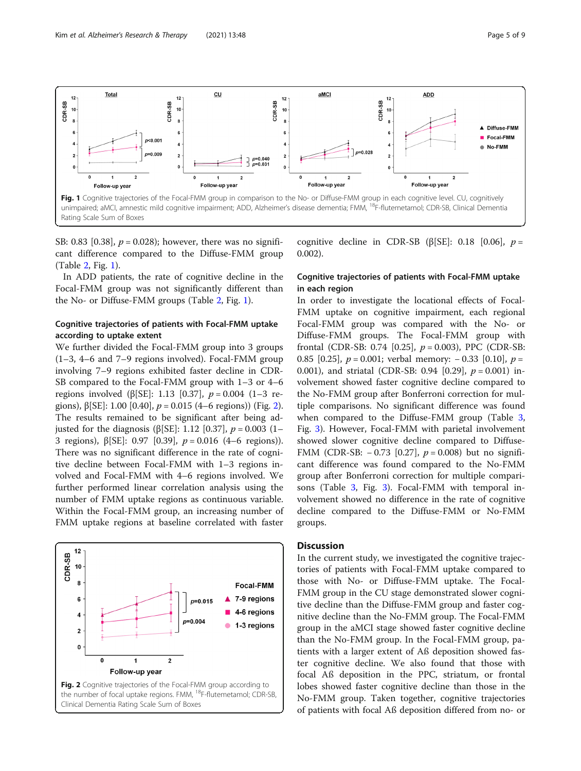Fig. 1 Cognitive trajectories of the Focal-FMM group in comparison to the No- or Diffuse-FMM group in each cognitive level. CU, cognitively unimpaired; aMCI, amnestic mild cognitive impairment; ADD, Alzheimer's disease dementia; FMM, [18]F-flutemetamol; CDR-SB, Clinical Dementia Rating Scale Sum of Boxes

SB: 0.83 [0.38], $p = 0.028$); however, there was no significant difference compared to the Diffuse-FMM group (Table 2, Fig. 1).

In ADD patients, the rate of cognitive decline in the Focal-FMM group was not significantly different than the No- or Diffuse-FMM groups (Table 2, Fig. 1).

### Cognitive trajectories of patients with Focal-FMM uptake according to uptake extent

We further divided the Focal-FMM group into 3 groups (1–3, 4–6 and 7–9 regions involved). Focal-FMM group involving 7–9 regions exhibited faster decline in CDR-SB compared to the Focal-FMM group with 1–3 or 4–6 regions involved (β[SE]: 1.13 [0.37], $p = 0.004$ (1–3 regions), β[SE]: 1.00 [0.40], $p = 0.015$ (4–6 regions)) (Fig. 2). The results remained to be significant after being adjusted for the diagnosis (β[SE]: 1.12 [0.37], $p = 0.003$ (1–3 regions), β[SE]: 0.97 [0.39], $p = 0.016$ (4–6 regions)). There was no significant difference in the rate of cognitive decline between Focal-FMM with 1–3 regions involved and Focal-FMM with 4–6 regions involved. We further performed linear correlation analysis using the number of FMM uptake regions as continuous variable. Within the Focal-FMM group, an increasing number of FMM uptake regions at baseline correlated with faster cognitive decline in CDR-SB (β[SE]: 0.18 [0.06], $p = 0.002$).

Fig. 2 Cognitive trajectories of the Focal-FMM group according to the number of focal uptake regions. FMM, [18]F-flutemetamol; CDR-SB, Clinical Dementia Rating Scale Sum of Boxes

### Cognitive trajectories of patients with Focal-FMM uptake in each region

In order to investigate the locational effects of Focal-FMM uptake on cognitive impairment, each regional Focal-FMM group was compared with the No- or Diffuse-FMM groups. The Focal-FMM group with frontal (CDR-SB: 0.74 [0.25], $p = 0.003$), PPC (CDR-SB: 0.85 [0.25], $p = 0.001$; verbal memory: − 0.33 [0.10], $p = 0.001$), and striatal (CDR-SB: 0.94 [0.29], $p = 0.001$) involvement showed faster cognitive decline compared to the No-FMM group after Bonferroni correction for multiple comparisons. No significant difference was found when compared to the Diffuse-FMM group (Table 3, Fig. 3). However, Focal-FMM with parietal involvement showed slower cognitive decline compared to Diffuse-FMM (CDR-SB: − 0.73 [0.27], $p = 0.008$) but no significant difference was found compared to the No-FMM group after Bonferroni correction for multiple comparisons (Table 3, Fig. 3). Focal-FMM with temporal involvement showed no difference in the rate of cognitive decline compared to the Diffuse-FMM or No-FMM groups.

## Discussion

In the current study, we investigated the cognitive trajectories of patients with Focal-FMM uptake compared to those with No- or Diffuse-FMM uptake. The Focal-FMM group in the CU stage demonstrated slower cognitive decline than the Diffuse-FMM group and faster cognitive decline than the No-FMM group. The Focal-FMM group in the aMCI stage showed faster cognitive decline than the No-FMM group. In the Focal-FMM group, patients with a larger extent of Aß deposition showed faster cognitive decline. We also found that those with focal Aß deposition in the PPC, striatum, or frontal lobes showed faster cognitive decline than those in the No-FMM group. Taken together, cognitive trajectories of patients with focal Aß deposition differed from no- or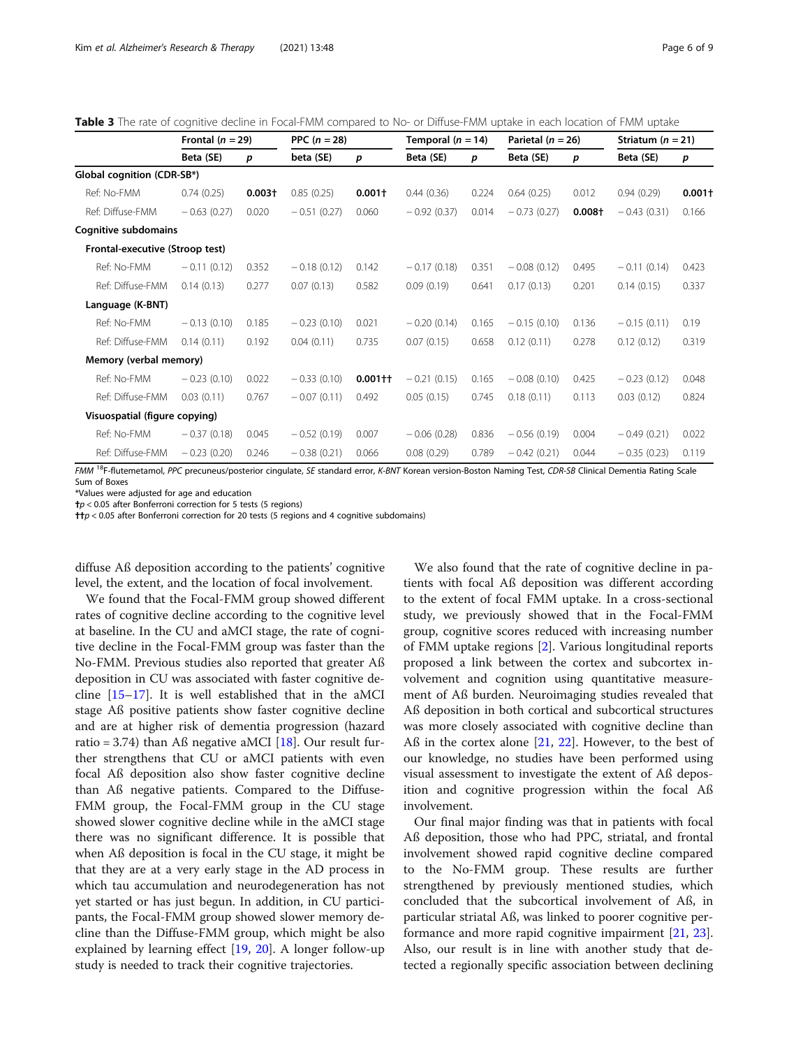**Table 3** The rate of cognitive decline in Focal-FMM compared to No- or Diffuse-FMM uptake in each location of FMM uptake

| | Frontal ($n$ = 29) | | PPC ($n$ = 28) | | Temporal ($n$ = 14) | | Parietal ($n$ = 26) | | Striatum ($n$ = 21) | |
|---|---|---|---|---|---|---|---|---|---|---|
| | Beta (SE) | $p$ | beta (SE) | $p$ | Beta (SE) | $p$ | Beta (SE) | $p$ | Beta (SE) | $p$ |
| **Global cognition (CDR-SB*)** | | | | | | | | | | |
| Ref: No-FMM | 0.74 (0.25) | **0.003†** | 0.85 (0.25) | **0.001†** | 0.44 (0.36) | 0.224 | 0.64 (0.25) | 0.012 | 0.94 (0.29) | **0.001†** |
| Ref: Diffuse-FMM | − 0.63 (0.27) | 0.020 | − 0.51 (0.27) | 0.060 | − 0.92 (0.37) | 0.014 | − 0.73 (0.27) | **0.008†** | − 0.43 (0.31) | 0.166 |
| **Cognitive subdomains** | | | | | | | | | | |
| **Frontal-executive (Stroop test)** | | | | | | | | | | |
| Ref: No-FMM | − 0.11 (0.12) | 0.352 | − 0.18 (0.12) | 0.142 | − 0.17 (0.18) | 0.351 | − 0.08 (0.12) | 0.495 | − 0.11 (0.14) | 0.423 |
| Ref: Diffuse-FMM | 0.14 (0.13) | 0.277 | 0.07 (0.13) | 0.582 | 0.09 (0.19) | 0.641 | 0.17 (0.13) | 0.201 | 0.14 (0.15) | 0.337 |
| **Language (K-BNT)** | | | | | | | | | | |
| Ref: No-FMM | − 0.13 (0.10) | 0.185 | − 0.23 (0.10) | 0.021 | − 0.20 (0.14) | 0.165 | − 0.15 (0.10) | 0.136 | − 0.15 (0.11) | 0.19 |
| Ref: Diffuse-FMM | 0.14 (0.11) | 0.192 | 0.04 (0.11) | 0.735 | 0.07 (0.15) | 0.658 | 0.12 (0.11) | 0.278 | 0.12 (0.12) | 0.319 |
| **Memory (verbal memory)** | | | | | | | | | | |
| Ref: No-FMM | − 0.23 (0.10) | 0.022 | − 0.33 (0.10) | **0.001††** | − 0.21 (0.15) | 0.165 | − 0.08 (0.10) | 0.425 | − 0.23 (0.12) | 0.048 |
| Ref: Diffuse-FMM | 0.03 (0.11) | 0.767 | − 0.07 (0.11) | 0.492 | 0.05 (0.15) | 0.745 | 0.18 (0.11) | 0.113 | 0.03 (0.12) | 0.824 |
| **Visuospatial (figure copying)** | | | | | | | | | | |
| Ref: No-FMM | − 0.37 (0.18) | 0.045 | − 0.52 (0.19) | 0.007 | − 0.06 (0.28) | 0.836 | − 0.56 (0.19) | 0.004 | − 0.49 (0.21) | 0.022 |
| Ref: Diffuse-FMM | − 0.23 (0.20) | 0.246 | − 0.38 (0.21) | 0.066 | 0.08 (0.29) | 0.789 | − 0.42 (0.21) | 0.044 | − 0.35 (0.23) | 0.119 |

*FMM* $^{18}$F-flutemetamol, *PPC* precuneus/posterior cingulate, *SE* standard error, *K-BNT* Korean version-Boston Naming Test, *CDR-SB* Clinical Dementia Rating Scale Sum of Boxes

*Values were adjusted for age and education

†$p < 0.05$ after Bonferroni correction for 5 tests (5 regions)

††$p < 0.05$ after Bonferroni correction for 20 tests (5 regions and 4 cognitive subdomains)

diffuse Aß deposition according to the patients' cognitive level, the extent, and the location of focal involvement.

We found that the Focal-FMM group showed different rates of cognitive decline according to the cognitive level at baseline. In the CU and aMCI stage, the rate of cognitive decline in the Focal-FMM group was faster than the No-FMM. Previous studies also reported that greater Aß deposition in CU was associated with faster cognitive decline [15–17]. It is well established that in the aMCI stage Aß positive patients show faster cognitive decline and are at higher risk of dementia progression (hazard ratio = 3.74) than Aß negative aMCI [18]. Our result further strengthens that CU or aMCI patients with even focal Aß deposition also show faster cognitive decline than Aß negative patients. Compared to the Diffuse-FMM group, the Focal-FMM group in the CU stage showed slower cognitive decline while in the aMCI stage there was no significant difference. It is possible that when Aß deposition is focal in the CU stage, it might be that they are at a very early stage in the AD process in which tau accumulation and neurodegeneration has not yet started or has just begun. In addition, in CU participants, the Focal-FMM group showed slower memory decline than the Diffuse-FMM group, which might be also explained by learning effect [19, 20]. A longer follow-up study is needed to track their cognitive trajectories.

We also found that the rate of cognitive decline in patients with focal Aß deposition was different according to the extent of focal FMM uptake. In a cross-sectional study, we previously showed that in the Focal-FMM group, cognitive scores reduced with increasing number of FMM uptake regions [2]. Various longitudinal reports proposed a link between the cortex and subcortex involvement and cognition using quantitative measurement of Aß burden. Neuroimaging studies revealed that Aß deposition in both cortical and subcortical structures was more closely associated with cognitive decline than Aß in the cortex alone [21, 22]. However, to the best of our knowledge, no studies have been performed using visual assessment to investigate the extent of Aß deposition and cognitive progression within the focal Aß involvement.

Our final major finding was that in patients with focal Aß deposition, those who had PPC, striatal, and frontal involvement showed rapid cognitive decline compared to the No-FMM group. These results are further strengthened by previously mentioned studies, which concluded that the subcortical involvement of Aß, in particular striatal Aß, was linked to poorer cognitive performance and more rapid cognitive impairment [21, 23]. Also, our result is in line with another study that detected a regionally specific association between declining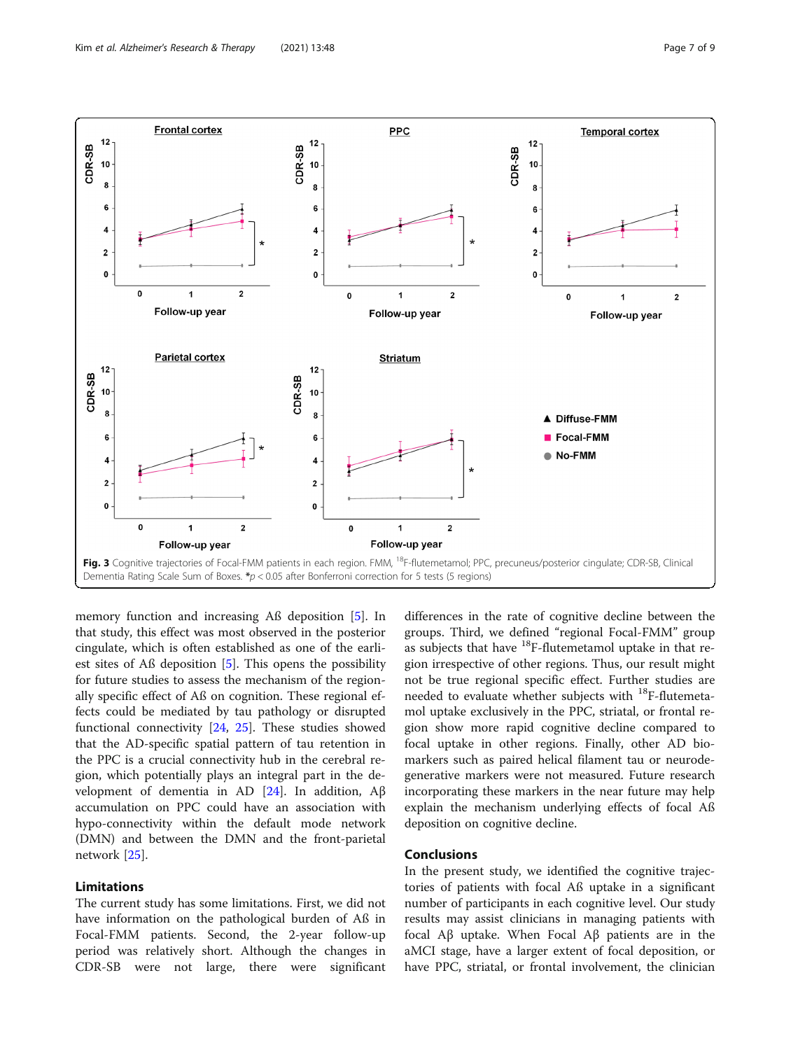Fig. 3 Cognitive trajectories of Focal-FMM patients in each region. FMM, [18]F-flutemetamol; PPC, precuneus/posterior cingulate; CDR-SB, Clinical Dementia Rating Scale Sum of Boxes. *$p < 0.05$ after Bonferroni correction for 5 tests (5 regions)

memory function and increasing Aß deposition [5]. In that study, this effect was most observed in the posterior cingulate, which is often established as one of the earliest sites of Aß deposition [5]. This opens the possibility for future studies to assess the mechanism of the regionally specific effect of Aß on cognition. These regional effects could be mediated by tau pathology or disrupted functional connectivity [24, 25]. These studies showed that the AD-specific spatial pattern of tau retention in the PPC is a crucial connectivity hub in the cerebral region, which potentially plays an integral part in the development of dementia in AD [24]. In addition, Aβ accumulation on PPC could have an association with hypo-connectivity within the default mode network (DMN) and between the DMN and the front-parietal network [25].

## Limitations

The current study has some limitations. First, we did not have information on the pathological burden of Aß in Focal-FMM patients. Second, the 2-year follow-up period was relatively short. Although the changes in CDR-SB were not large, there were significant differences in the rate of cognitive decline between the groups. Third, we defined "regional Focal-FMM" group as subjects that have [18]F-flutemetamol uptake in that region irrespective of other regions. Thus, our result might not be true regional specific effect. Further studies are needed to evaluate whether subjects with [18]F-flutemetamol uptake exclusively in the PPC, striatal, or frontal region show more rapid cognitive decline compared to focal uptake in other regions. Finally, other AD biomarkers such as paired helical filament tau or neurodegenerative markers were not measured. Future research incorporating these markers in the near future may help explain the mechanism underlying effects of focal Aß deposition on cognitive decline.

## Conclusions

In the present study, we identified the cognitive trajectories of patients with focal Aß uptake in a significant number of participants in each cognitive level. Our study results may assist clinicians in managing patients with focal Aβ uptake. When Focal Aβ patients are in the aMCI stage, have a larger extent of focal deposition, or have PPC, striatal, or frontal involvement, the clinician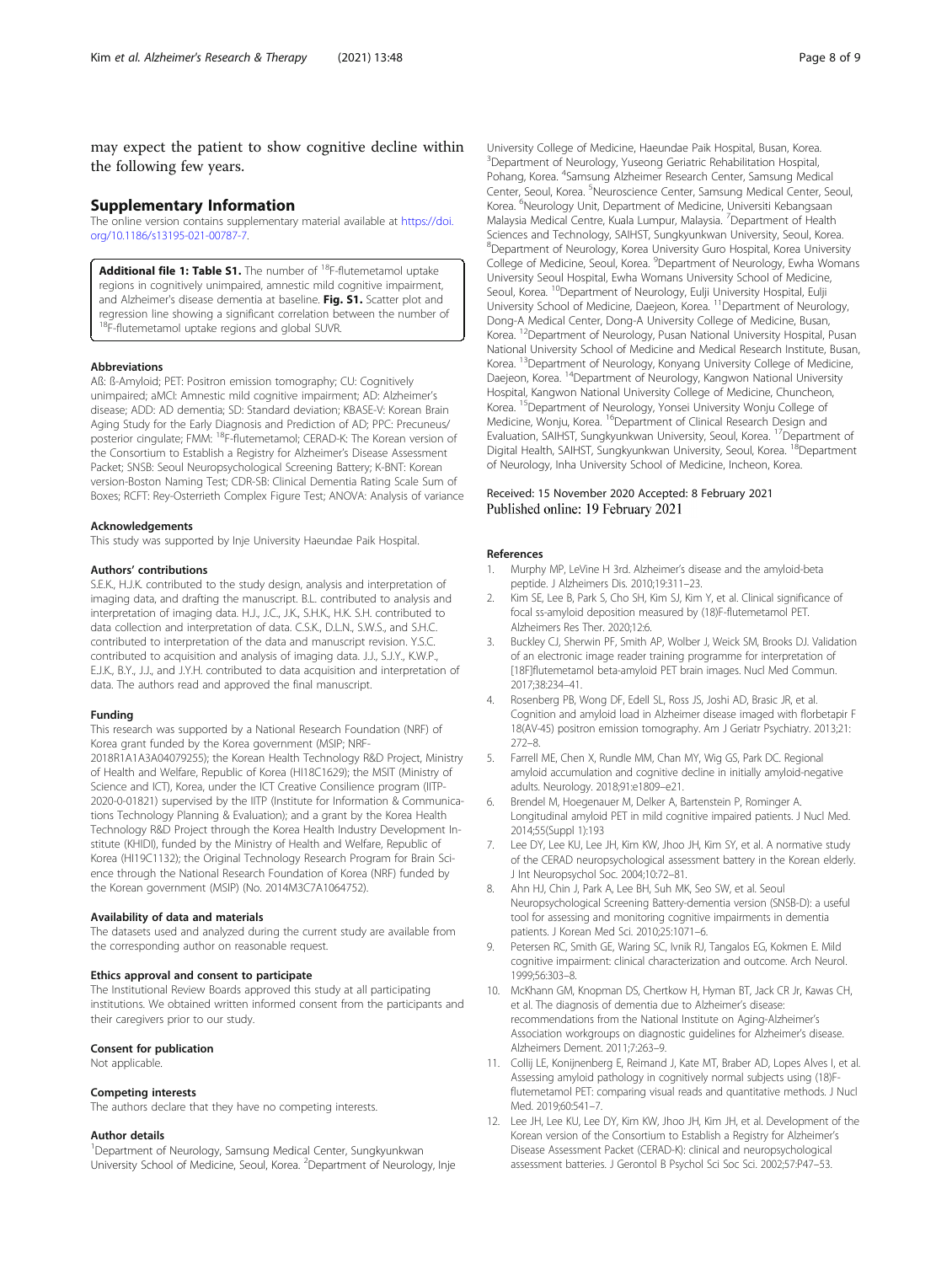may expect the patient to show cognitive decline within the following few years.

## Supplementary Information

The online version contains supplementary material available at https://doi.org/10.1186/s13195-021-00787-7.

**Additional file 1: Table S1.** The number of $^{18}$F-flutemetamol uptake regions in cognitively unimpaired, amnestic mild cognitive impairment, and Alzheimer's disease dementia at baseline. **Fig. S1.** Scatter plot and regression line showing a significant correlation between the number of $^{18}$F-flutemetamol uptake regions and global SUVR.

### Abbreviations

Aß: ß-Amyloid; PET: Positron emission tomography; CU: Cognitively unimpaired; aMCI: Amnestic mild cognitive impairment; AD: Alzheimer's disease; ADD: AD dementia; SD: Standard deviation; KBASE-V: Korean Brain Aging Study for the Early Diagnosis and Prediction of AD; PPC: Precuneus/posterior cingulate; FMM: $^{18}$F-flutemetamol; CERAD-K: The Korean version of the Consortium to Establish a Registry for Alzheimer's Disease Assessment Packet; SNSB: Seoul Neuropsychological Screening Battery; K-BNT: Korean version-Boston Naming Test; CDR-SB: Clinical Dementia Rating Scale Sum of Boxes; RCFT: Rey-Osterrieth Complex Figure Test; ANOVA: Analysis of variance

### Acknowledgements

This study was supported by Inje University Haeundae Paik Hospital.

### Authors' contributions

S.E.K., H.J.K. contributed to the study design, analysis and interpretation of imaging data, and drafting the manuscript. B.L. contributed to analysis and interpretation of imaging data. H.J., J.C., J.K., S.H.K., H.K. S.H. contributed to data collection and interpretation of data. C.S.K., D.L.N., S.W.S., and S.H.C. contributed to interpretation of the data and manuscript revision. Y.S.C. contributed to acquisition and analysis of imaging data. J.J., S.J.Y., K.W.P., E.J.K., B.Y., J.J., and J.Y.H. contributed to data acquisition and interpretation of data. The authors read and approved the final manuscript.

### Funding

This research was supported by a National Research Foundation (NRF) of Korea grant funded by the Korea government (MSIP; NRF-2018R1A1A3A04079255); the Korean Health Technology R&D Project, Ministry of Health and Welfare, Republic of Korea (HI18C1629); the MSIT (Ministry of Science and ICT), Korea, under the ICT Creative Consilience program (IITP-2020-0-01821) supervised by the IITP (Institute for Information & Communications Technology Planning & Evaluation); and a grant by the Korea Health Technology R&D Project through the Korea Health Industry Development Institute (KHIDI), funded by the Ministry of Health and Welfare, Republic of Korea (HI19C1132); the Original Technology Research Program for Brain Science through the National Research Foundation of Korea (NRF) funded by the Korean government (MSIP) (No. 2014M3C7A1064752).

### Availability of data and materials

The datasets used and analyzed during the current study are available from the corresponding author on reasonable request.

### Ethics approval and consent to participate

The Institutional Review Boards approved this study at all participating institutions. We obtained written informed consent from the participants and their caregivers prior to our study.

### Consent for publication

Not applicable.

### Competing interests

The authors declare that they have no competing interests.

### Author details

[1]Department of Neurology, Samsung Medical Center, Sungkyunkwan University School of Medicine, Seoul, Korea. [2]Department of Neurology, Inje University College of Medicine, Haeundae Paik Hospital, Busan, Korea. [3]Department of Neurology, Yuseong Geriatric Rehabilitation Hospital, Pohang, Korea. [4]Samsung Alzheimer Research Center, Samsung Medical Center, Seoul, Korea. [5]Neuroscience Center, Samsung Medical Center, Seoul, Korea. [6]Neurology Unit, Department of Medicine, Universiti Kebangsaan Malaysia Medical Centre, Kuala Lumpur, Malaysia. [7]Department of Health Sciences and Technology, SAIHST, Sungkyunkwan University, Seoul, Korea. [8]Department of Neurology, Korea University Guro Hospital, Korea University College of Medicine, Seoul, Korea. [9]Department of Neurology, Ewha Womans University Seoul Hospital, Ewha Womans University School of Medicine, Seoul, Korea. [10]Department of Neurology, Eulji University Hospital, Eulji University School of Medicine, Daejeon, Korea. [11]Department of Neurology, Dong-A Medical Center, Dong-A University College of Medicine, Busan, Korea. [12]Department of Neurology, Pusan National University Hospital, Pusan National University School of Medicine and Medical Research Institute, Busan, Korea. [13]Department of Neurology, Konyang University College of Medicine, Daejeon, Korea. [14]Department of Neurology, Kangwon National University Hospital, Kangwon National University College of Medicine, Chuncheon, Korea. [15]Department of Neurology, Yonsei University Wonju College of Medicine, Wonju, Korea. [16]Department of Clinical Research Design and Evaluation, SAIHST, Sungkyunkwan University, Seoul, Korea. [17]Department of Digital Health, SAIHST, Sungkyunkwan University, Seoul, Korea. [18]Department of Neurology, Inha University School of Medicine, Incheon, Korea.

Received: 15 November 2020 Accepted: 8 February 2021
Published online: 19 February 2021

### References

1. Murphy MP, LeVine H 3rd. Alzheimer's disease and the amyloid-beta peptide. J Alzheimers Dis. 2010;19:311–23.
2. Kim SE, Lee B, Park S, Cho SH, Kim SJ, Kim Y, et al. Clinical significance of focal ss-amyloid deposition measured by (18)F-flutemetamol PET. Alzheimers Res Ther. 2020;12:6.
3. Buckley CJ, Sherwin PF, Smith AP, Wolber J, Weick SM, Brooks DJ. Validation of an electronic image reader training programme for interpretation of [18F]flutemetamol beta-amyloid PET brain images. Nucl Med Commun. 2017;38:234–41.
4. Rosenberg PB, Wong DF, Edell SL, Ross JS, Joshi AD, Brasic JR, et al. Cognition and amyloid load in Alzheimer disease imaged with florbetapir F 18(AV-45) positron emission tomography. Am J Geriatr Psychiatry. 2013;21:272–8.
5. Farrell ME, Chen X, Rundle MM, Chan MY, Wig GS, Park DC. Regional amyloid accumulation and cognitive decline in initially amyloid-negative adults. Neurology. 2018;91:e1809–e21.
6. Brendel M, Hoegenauer M, Delker A, Bartenstein P, Rominger A. Longitudinal amyloid PET in mild cognitive impaired patients. J Nucl Med. 2014;55(Suppl 1):193
7. Lee DY, Lee KU, Lee JH, Kim KW, Jhoo JH, Kim SY, et al. A normative study of the CERAD neuropsychological assessment battery in the Korean elderly. J Int Neuropsychol Soc. 2004;10:72–81.
8. Ahn HJ, Chin J, Park A, Lee BH, Suh MK, Seo SW, et al. Seoul Neuropsychological Screening Battery-dementia version (SNSB-D): a useful tool for assessing and monitoring cognitive impairments in dementia patients. J Korean Med Sci. 2010;25:1071–6.
9. Petersen RC, Smith GE, Waring SC, Ivnik RJ, Tangalos EG, Kokmen E. Mild cognitive impairment: clinical characterization and outcome. Arch Neurol. 1999;56:303–8.
10. McKhann GM, Knopman DS, Chertkow H, Hyman BT, Jack CR Jr, Kawas CH, et al. The diagnosis of dementia due to Alzheimer's disease: recommendations from the National Institute on Aging-Alzheimer's Association workgroups on diagnostic guidelines for Alzheimer's disease. Alzheimers Dement. 2011;7:263–9.
11. Collij LE, Konijnenberg E, Reimand J, Kate MT, Braber AD, Lopes Alves I, et al. Assessing amyloid pathology in cognitively normal subjects using (18)F-flutemetamol PET: comparing visual reads and quantitative methods. J Nucl Med. 2019;60:541–7.
12. Lee JH, Lee KU, Lee DY, Kim KW, Jhoo JH, Kim JH, et al. Development of the Korean version of the Consortium to Establish a Registry for Alzheimer's Disease Assessment Packet (CERAD-K): clinical and neuropsychological assessment batteries. J Gerontol B Psychol Sci Soc Sci. 2002;57:P47–53.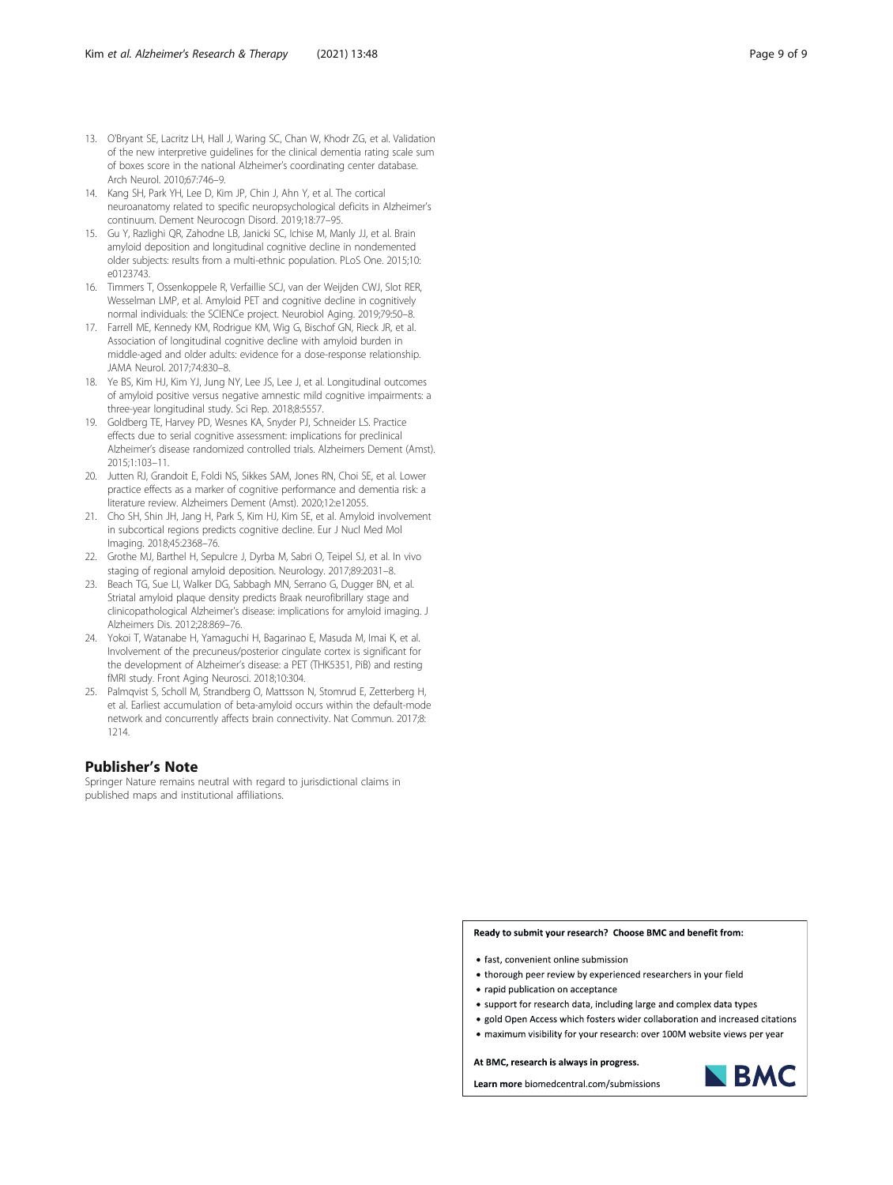13. O'Bryant SE, Lacritz LH, Hall J, Waring SC, Chan W, Khodr ZG, et al. Validation of the new interpretive guidelines for the clinical dementia rating scale sum of boxes score in the national Alzheimer's coordinating center database. Arch Neurol. 2010;67:746–9.
14. Kang SH, Park YH, Lee D, Kim JP, Chin J, Ahn Y, et al. The cortical neuroanatomy related to specific neuropsychological deficits in Alzheimer's continuum. Dement Neurocogn Disord. 2019;18:77–95.
15. Gu Y, Razlighi QR, Zahodne LB, Janicki SC, Ichise M, Manly JJ, et al. Brain amyloid deposition and longitudinal cognitive decline in nondemented older subjects: results from a multi-ethnic population. PLoS One. 2015;10:e0123743.
16. Timmers T, Ossenkoppele R, Verfaillie SCJ, van der Weijden CWJ, Slot RER, Wesselman LMP, et al. Amyloid PET and cognitive decline in cognitively normal individuals: the SCIENCe project. Neurobiol Aging. 2019;79:50–8.
17. Farrell ME, Kennedy KM, Rodrigue KM, Wig G, Bischof GN, Rieck JR, et al. Association of longitudinal cognitive decline with amyloid burden in middle-aged and older adults: evidence for a dose-response relationship. JAMA Neurol. 2017;74:830–8.
18. Ye BS, Kim HJ, Kim YJ, Jung NY, Lee JS, Lee J, et al. Longitudinal outcomes of amyloid positive versus negative amnestic mild cognitive impairments: a three-year longitudinal study. Sci Rep. 2018;8:5557.
19. Goldberg TE, Harvey PD, Wesnes KA, Snyder PJ, Schneider LS. Practice effects due to serial cognitive assessment: implications for preclinical Alzheimer's disease randomized controlled trials. Alzheimers Dement (Amst). 2015;1:103–11.
20. Jutten RJ, Grandoit E, Foldi NS, Sikkes SAM, Jones RN, Choi SE, et al. Lower practice effects as a marker of cognitive performance and dementia risk: a literature review. Alzheimers Dement (Amst). 2020;12:e12055.
21. Cho SH, Shin JH, Jang H, Park S, Kim HJ, Kim SE, et al. Amyloid involvement in subcortical regions predicts cognitive decline. Eur J Nucl Med Mol Imaging. 2018;45:2368–76.
22. Grothe MJ, Barthel H, Sepulcre J, Dyrba M, Sabri O, Teipel SJ, et al. In vivo staging of regional amyloid deposition. Neurology. 2017;89:2031–8.
23. Beach TG, Sue LI, Walker DG, Sabbagh MN, Serrano G, Dugger BN, et al. Striatal amyloid plaque density predicts Braak neurofibrillary stage and clinicopathological Alzheimer's disease: implications for amyloid imaging. J Alzheimers Dis. 2012;28:869–76.
24. Yokoi T, Watanabe H, Yamaguchi H, Bagarinao E, Masuda M, Imai K, et al. Involvement of the precuneus/posterior cingulate cortex is significant for the development of Alzheimer's disease: a PET (THK5351, PiB) and resting fMRI study. Front Aging Neurosci. 2018;10:304.
25. Palmqvist S, Scholl M, Strandberg O, Mattsson N, Stomrud E, Zetterberg H, et al. Earliest accumulation of beta-amyloid occurs within the default-mode network and concurrently affects brain connectivity. Nat Commun. 2017;8:1214.

## Publisher's Note

Springer Nature remains neutral with regard to jurisdictional claims in published maps and institutional affiliations.

**Ready to submit your research? Choose BMC and benefit from:**

- fast, convenient online submission
- thorough peer review by experienced researchers in your field
- rapid publication on acceptance
- support for research data, including large and complex data types
- gold Open Access which fosters wider collaboration and increased citations
- maximum visibility for your research: over 100M website views per year

**At BMC, research is always in progress.**

**Learn more** biomedcentral.com/submissions

BMC